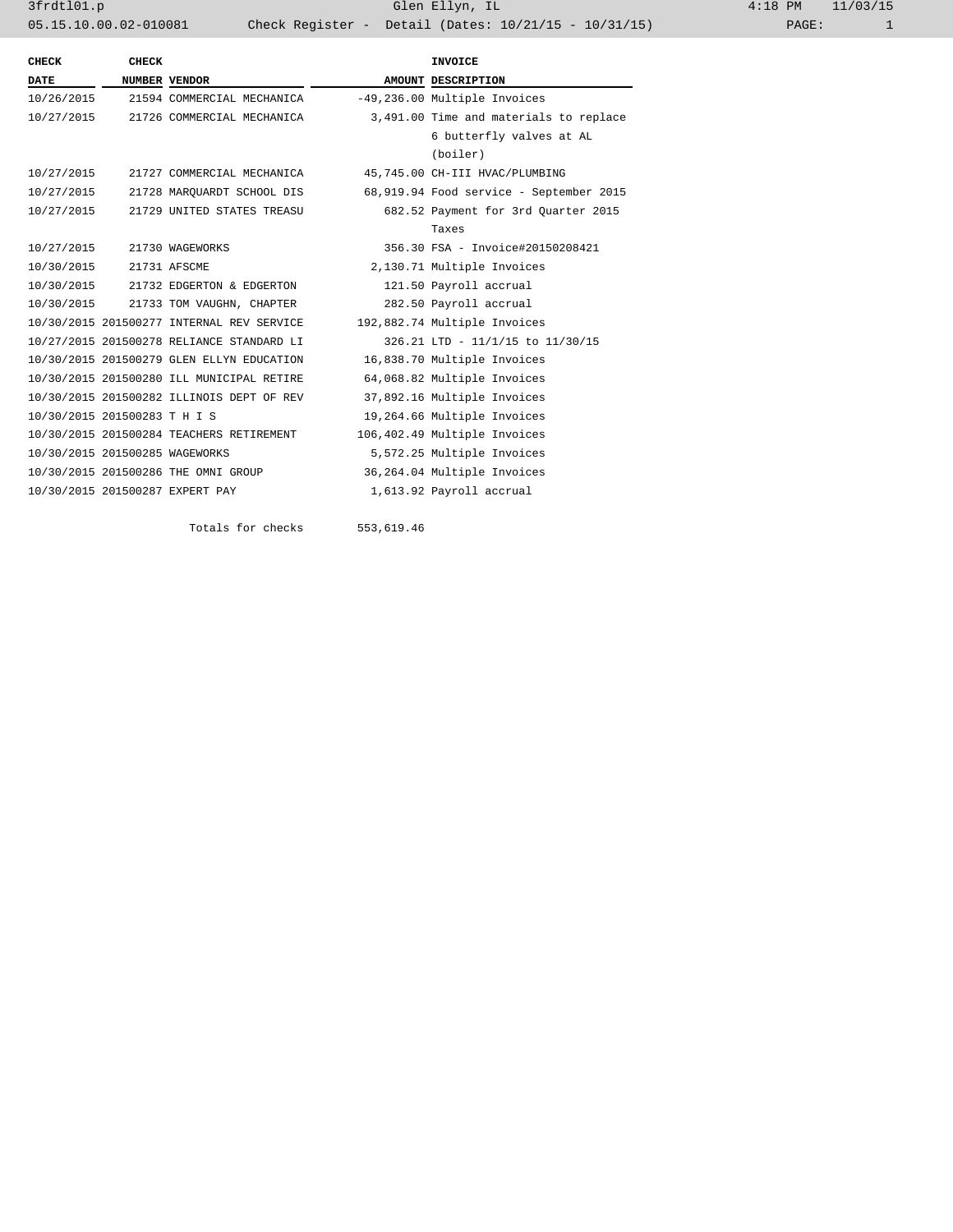| CHECK DATE | CHECK NUMBER | VENDOR | AMOUNT | INVOICE DESCRIPTION |
|---|---|---|---|---|
| 10/26/2015 | 21594 | COMMERCIAL MECHANICA | -49,236.00 | Multiple Invoices |
| 10/27/2015 | 21726 | COMMERCIAL MECHANICA | 3,491.00 | Time and materials to replace 6 butterfly valves at AL (boiler) |
| 10/27/2015 | 21727 | COMMERCIAL MECHANICA | 45,745.00 | CH-III HVAC/PLUMBING |
| 10/27/2015 | 21728 | MARQUARDT SCHOOL DIS | 68,919.94 | Food service - September 2015 |
| 10/27/2015 | 21729 | UNITED STATES TREASU | 682.52 | Payment for 3rd Quarter 2015 Taxes |
| 10/27/2015 | 21730 | WAGEWORKS | 356.30 | FSA - Invoice#20150208421 |
| 10/30/2015 | 21731 | AFSCME | 2,130.71 | Multiple Invoices |
| 10/30/2015 | 21732 | EDGERTON & EDGERTON | 121.50 | Payroll accrual |
| 10/30/2015 | 21733 | TOM VAUGHN, CHAPTER | 282.50 | Payroll accrual |
| 10/30/2015 | 201500277 | INTERNAL REV SERVICE | 192,882.74 | Multiple Invoices |
| 10/27/2015 | 201500278 | RELIANCE STANDARD LI | 326.21 | LTD - 11/1/15 to 11/30/15 |
| 10/30/2015 | 201500279 | GLEN ELLYN EDUCATION | 16,838.70 | Multiple Invoices |
| 10/30/2015 | 201500280 | ILL MUNICIPAL RETIRE | 64,068.82 | Multiple Invoices |
| 10/30/2015 | 201500282 | ILLINOIS DEPT OF REV | 37,892.16 | Multiple Invoices |
| 10/30/2015 | 201500283 | T H I S | 19,264.66 | Multiple Invoices |
| 10/30/2015 | 201500284 | TEACHERS RETIREMENT | 106,402.49 | Multiple Invoices |
| 10/30/2015 | 201500285 | WAGEWORKS | 5,572.25 | Multiple Invoices |
| 10/30/2015 | 201500286 | THE OMNI GROUP | 36,264.04 | Multiple Invoices |
| 10/30/2015 | 201500287 | EXPERT PAY | 1,613.92 | Payroll accrual |
| | | Totals for checks | 553,619.46 | |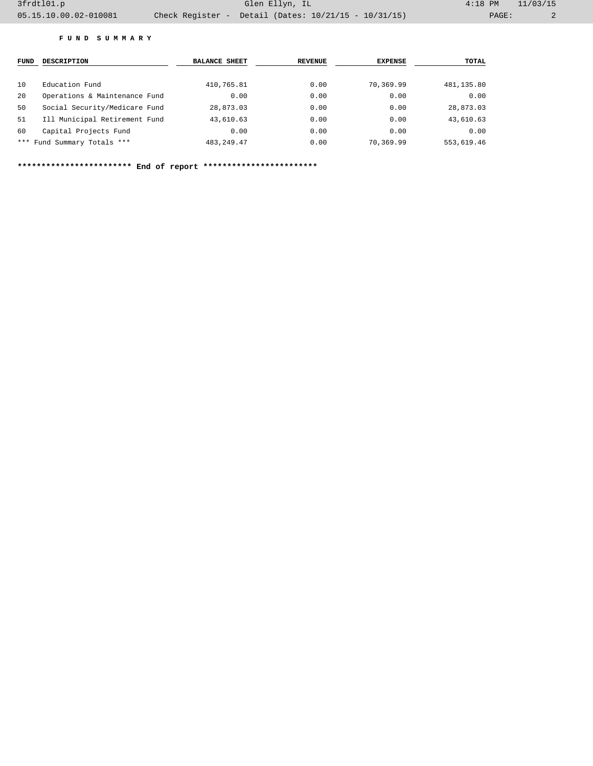**F U N D   S U M M A R Y**

| FUND | DESCRIPTION | BALANCE SHEET | REVENUE | EXPENSE | TOTAL |
|---|---|---|---|---|---|
| 10 | Education Fund | 410,765.81 | 0.00 | 70,369.99 | 481,135.80 |
| 20 | Operations & Maintenance Fund | 0.00 | 0.00 | 0.00 | 0.00 |
| 50 | Social Security/Medicare Fund | 28,873.03 | 0.00 | 0.00 | 28,873.03 |
| 51 | Ill Municipal Retirement Fund | 43,610.63 | 0.00 | 0.00 | 43,610.63 |
| 60 | Capital Projects Fund | 0.00 | 0.00 | 0.00 | 0.00 |
| *** Fund Summary Totals *** | | 483,249.47 | 0.00 | 70,369.99 | 553,619.46 |

**************************** End of report ****************************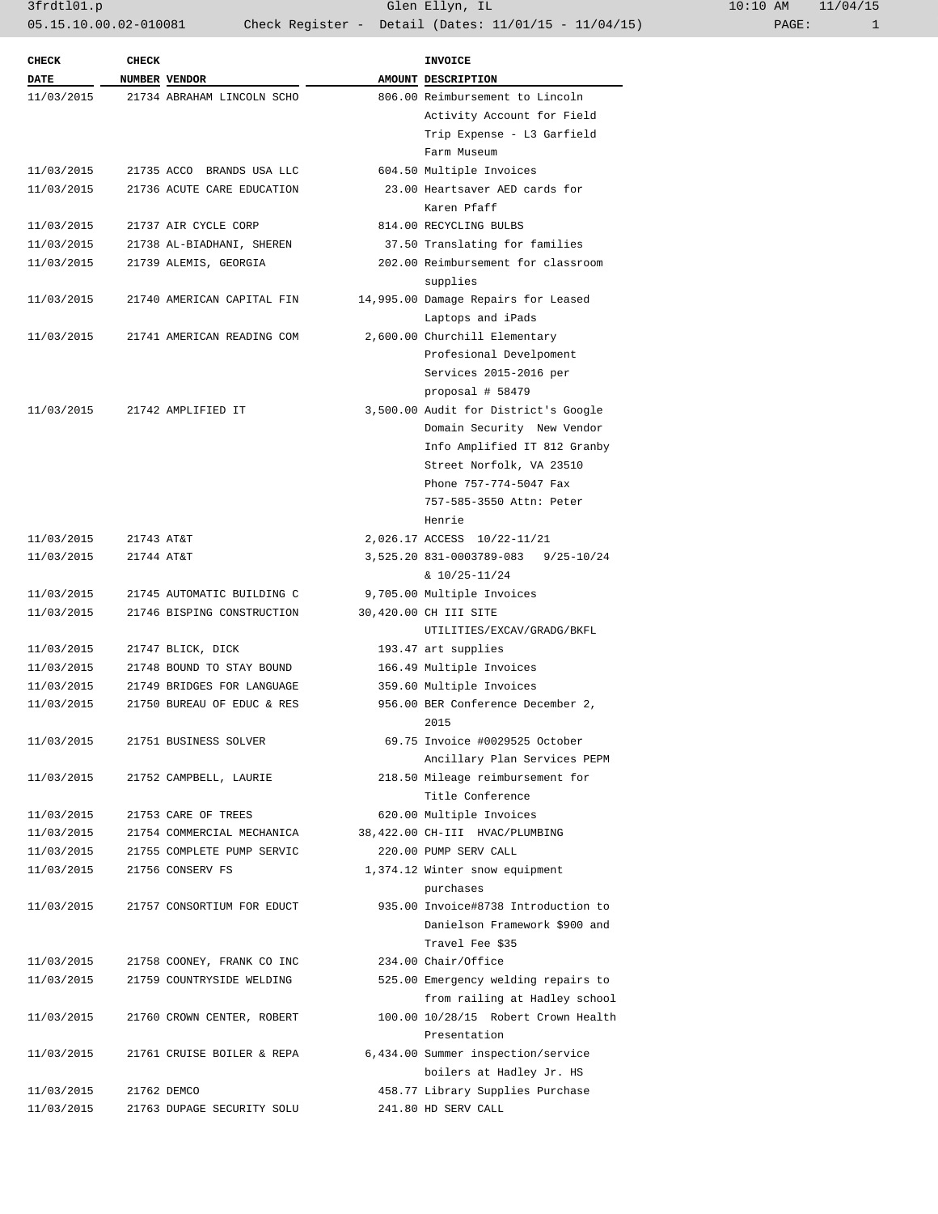| CHECK DATE | CHECK NUMBER | VENDOR | AMOUNT | INVOICE DESCRIPTION |
|---|---|---|---|---|
| 11/03/2015 | 21734 | ABRAHAM LINCOLN SCHO | 806.00 | Reimbursement to Lincoln Activity Account for Field Trip Expense - L3 Garfield Farm Museum |
| 11/03/2015 | 21735 | ACCO BRANDS USA LLC | 604.50 | Multiple Invoices |
| 11/03/2015 | 21736 | ACUTE CARE EDUCATION | 23.00 | Heartsaver AED cards for Karen Pfaff |
| 11/03/2015 | 21737 | AIR CYCLE CORP | 814.00 | RECYCLING BULBS |
| 11/03/2015 | 21738 | AL-BIADHANI, SHEREN | 37.50 | Translating for families |
| 11/03/2015 | 21739 | ALEMIS, GEORGIA | 202.00 | Reimbursement for classroom supplies |
| 11/03/2015 | 21740 | AMERICAN CAPITAL FIN | 14,995.00 | Damage Repairs for Leased Laptops and iPads |
| 11/03/2015 | 21741 | AMERICAN READING COM | 2,600.00 | Churchill Elementary Profesional Develpoment Services 2015-2016 per proposal # 58479 |
| 11/03/2015 | 21742 | AMPLIFIED IT | 3,500.00 | Audit for District's Google Domain Security New Vendor Info Amplified IT 812 Granby Street Norfolk, VA 23510 Phone 757-774-5047 Fax 757-585-3550 Attn: Peter Henrie |
| 11/03/2015 | 21743 | AT&T | 2,026.17 | ACCESS 10/22-11/21 |
| 11/03/2015 | 21744 | AT&T | 3,525.20 | 831-0003789-083 9/25-10/24 & 10/25-11/24 |
| 11/03/2015 | 21745 | AUTOMATIC BUILDING C | 9,705.00 | Multiple Invoices |
| 11/03/2015 | 21746 | BISPING CONSTRUCTION | 30,420.00 | CH III SITE UTILITIES/EXCAV/GRADG/BKFL |
| 11/03/2015 | 21747 | BLICK, DICK | 193.47 | art supplies |
| 11/03/2015 | 21748 | BOUND TO STAY BOUND | 166.49 | Multiple Invoices |
| 11/03/2015 | 21749 | BRIDGES FOR LANGUAGE | 359.60 | Multiple Invoices |
| 11/03/2015 | 21750 | BUREAU OF EDUC & RES | 956.00 | BER Conference December 2, 2015 |
| 11/03/2015 | 21751 | BUSINESS SOLVER | 69.75 | Invoice #0029525 October Ancillary Plan Services PEPM |
| 11/03/2015 | 21752 | CAMPBELL, LAURIE | 218.50 | Mileage reimbursement for Title Conference |
| 11/03/2015 | 21753 | CARE OF TREES | 620.00 | Multiple Invoices |
| 11/03/2015 | 21754 | COMMERCIAL MECHANICA | 38,422.00 | CH-III HVAC/PLUMBING |
| 11/03/2015 | 21755 | COMPLETE PUMP SERVIC | 220.00 | PUMP SERV CALL |
| 11/03/2015 | 21756 | CONSERV FS | 1,374.12 | Winter snow equipment purchases |
| 11/03/2015 | 21757 | CONSORTIUM FOR EDUCT | 935.00 | Invoice#8738 Introduction to Danielson Framework $900 and Travel Fee $35 |
| 11/03/2015 | 21758 | COONEY, FRANK CO INC | 234.00 | Chair/Office |
| 11/03/2015 | 21759 | COUNTRYSIDE WELDING | 525.00 | Emergency welding repairs to from railing at Hadley school |
| 11/03/2015 | 21760 | CROWN CENTER, ROBERT | 100.00 | 10/28/15 Robert Crown Health Presentation |
| 11/03/2015 | 21761 | CRUISE BOILER & REPA | 6,434.00 | Summer inspection/service boilers at Hadley Jr. HS |
| 11/03/2015 | 21762 | DEMCO | 458.77 | Library Supplies Purchase |
| 11/03/2015 | 21763 | DUPAGE SECURITY SOLU | 241.80 | HD SERV CALL |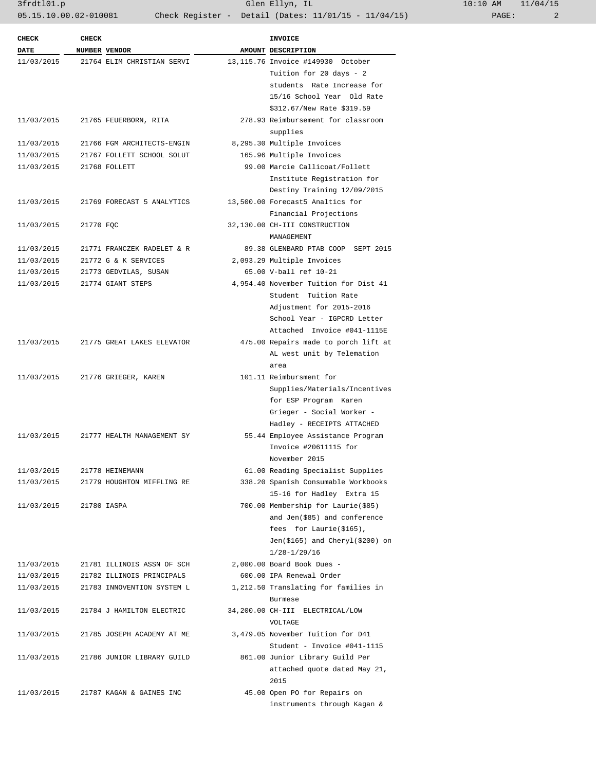| CHECK DATE | CHECK NUMBER | VENDOR | AMOUNT | INVOICE DESCRIPTION |
|---|---|---|---|---|
| 11/03/2015 | 21764 | ELIM CHRISTIAN SERVI | 13,115.76 | Invoice #149930 October Tuition for 20 days - 2 students Rate Increase for 15/16 School Year Old Rate $312.67/New Rate $319.59 |
| 11/03/2015 | 21765 | FEUERBORN, RITA | 278.93 | Reimbursement for classroom supplies |
| 11/03/2015 | 21766 | FGM ARCHITECTS-ENGIN | 8,295.30 | Multiple Invoices |
| 11/03/2015 | 21767 | FOLLETT SCHOOL SOLUT | 165.96 | Multiple Invoices |
| 11/03/2015 | 21768 | FOLLETT | 99.00 | Marcie Callicoat/Follett Institute Registration for Destiny Training 12/09/2015 |
| 11/03/2015 | 21769 | FORECAST 5 ANALYTICS | 13,500.00 | Forecast5 Analtics for Financial Projections |
| 11/03/2015 | 21770 | FQC | 32,130.00 | CH-III CONSTRUCTION MANAGEMENT |
| 11/03/2015 | 21771 | FRANCZEK RADELET & R | 89.38 | GLENBARD PTAB COOP SEPT 2015 |
| 11/03/2015 | 21772 | G & K SERVICES | 2,093.29 | Multiple Invoices |
| 11/03/2015 | 21773 | GEDVILAS, SUSAN | 65.00 | V-ball ref 10-21 |
| 11/03/2015 | 21774 | GIANT STEPS | 4,954.40 | November Tuition for Dist 41 Student Tuition Rate Adjustment for 2015-2016 School Year - IGPCRD Letter Attached Invoice #041-1115E |
| 11/03/2015 | 21775 | GREAT LAKES ELEVATOR | 475.00 | Repairs made to porch lift at AL west unit by Telemation area |
| 11/03/2015 | 21776 | GRIEGER, KAREN | 101.11 | Reimbursment for Supplies/Materials/Incentives for ESP Program Karen Grieger - Social Worker - Hadley - RECEIPTS ATTACHED |
| 11/03/2015 | 21777 | HEALTH MANAGEMENT SY | 55.44 | Employee Assistance Program Invoice #20611115 for November 2015 |
| 11/03/2015 | 21778 | HEINEMANN | 61.00 | Reading Specialist Supplies |
| 11/03/2015 | 21779 | HOUGHTON MIFFLING RE | 338.20 | Spanish Consumable Workbooks 15-16 for Hadley Extra 15 |
| 11/03/2015 | 21780 | IASPA | 700.00 | Membership for Laurie($85) and Jen($85) and conference fees for Laurie($165), Jen($165) and Cheryl($200) on 1/28-1/29/16 |
| 11/03/2015 | 21781 | ILLINOIS ASSN OF SCH | 2,000.00 | Board Book Dues - |
| 11/03/2015 | 21782 | ILLINOIS PRINCIPALS | 600.00 | IPA Renewal Order |
| 11/03/2015 | 21783 | INNOVENTION SYSTEM L | 1,212.50 | Translating for families in Burmese |
| 11/03/2015 | 21784 | J HAMILTON ELECTRIC | 34,200.00 | CH-III ELECTRICAL/LOW VOLTAGE |
| 11/03/2015 | 21785 | JOSEPH ACADEMY AT ME | 3,479.05 | November Tuition for D41 Student - Invoice #041-1115 |
| 11/03/2015 | 21786 | JUNIOR LIBRARY GUILD | 861.00 | Junior Library Guild Per attached quote dated May 21, 2015 |
| 11/03/2015 | 21787 | KAGAN & GAINES INC | 45.00 | Open PO for Repairs on instruments through Kagan & |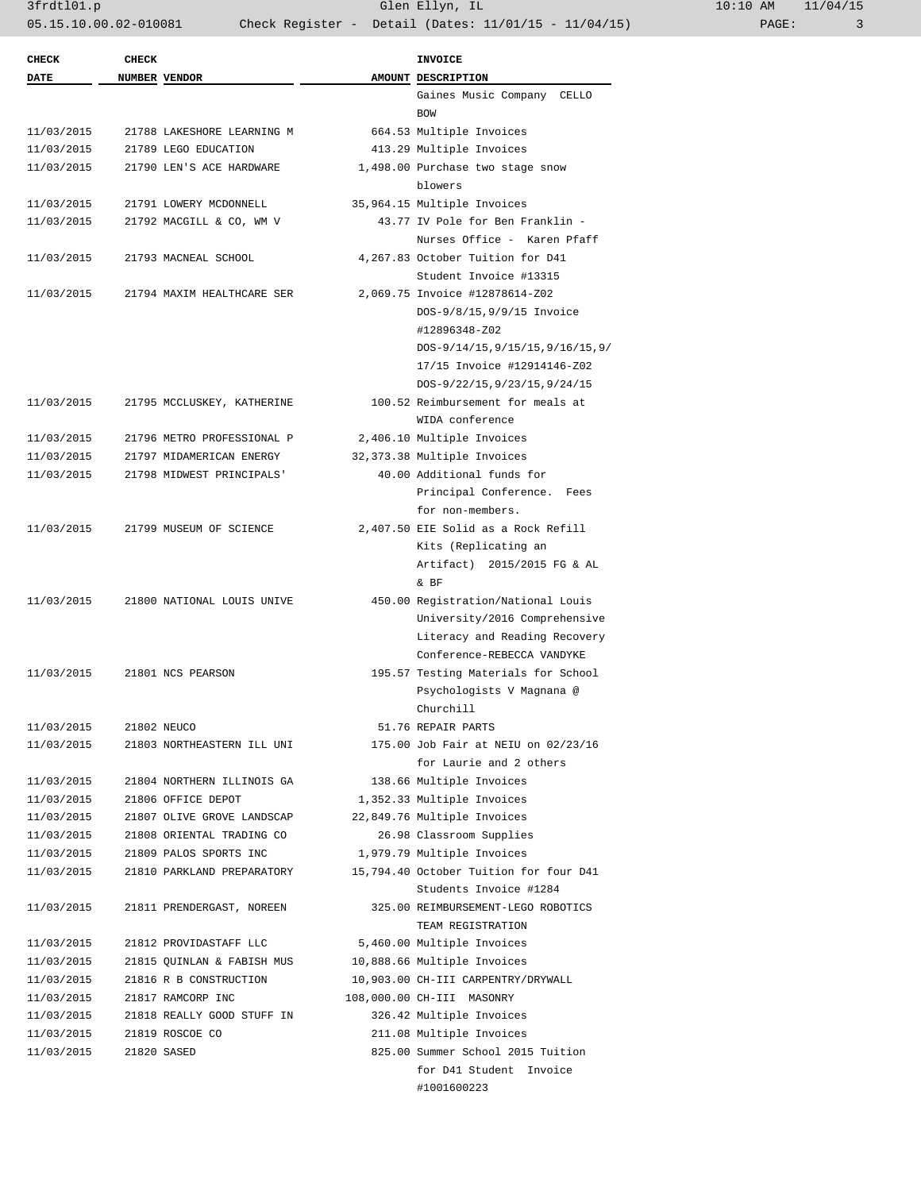| CHECK DATE | CHECK NUMBER | VENDOR | AMOUNT | INVOICE DESCRIPTION |
|---|---|---|---|---|
| | | | | Gaines Music Company CELLO BOW |
| 11/03/2015 | 21788 | LAKESHORE LEARNING M | 664.53 | Multiple Invoices |
| 11/03/2015 | 21789 | LEGO EDUCATION | 413.29 | Multiple Invoices |
| 11/03/2015 | 21790 | LEN'S ACE HARDWARE | 1,498.00 | Purchase two stage snow blowers |
| 11/03/2015 | 21791 | LOWERY MCDONNELL | 35,964.15 | Multiple Invoices |
| 11/03/2015 | 21792 | MACGILL & CO, WM V | 43.77 | IV Pole for Ben Franklin - Nurses Office - Karen Pfaff |
| 11/03/2015 | 21793 | MACNEAL SCHOOL | 4,267.83 | October Tuition for D41 Student Invoice #13315 |
| 11/03/2015 | 21794 | MAXIM HEALTHCARE SER | 2,069.75 | Invoice #12878614-Z02 DOS-9/8/15,9/9/15 Invoice #12896348-Z02 DOS-9/14/15,9/15/15,9/16/15,9/17/15 Invoice #12914146-Z02 DOS-9/22/15,9/23/15,9/24/15 |
| 11/03/2015 | 21795 | MCCLUSKEY, KATHERINE | 100.52 | Reimbursement for meals at WIDA conference |
| 11/03/2015 | 21796 | METRO PROFESSIONAL P | 2,406.10 | Multiple Invoices |
| 11/03/2015 | 21797 | MIDAMERICAN ENERGY | 32,373.38 | Multiple Invoices |
| 11/03/2015 | 21798 | MIDWEST PRINCIPALS' | 40.00 | Additional funds for Principal Conference. Fees for non-members. |
| 11/03/2015 | 21799 | MUSEUM OF SCIENCE | 2,407.50 | EIE Solid as a Rock Refill Kits (Replicating an Artifact) 2015/2015 FG & AL & BF |
| 11/03/2015 | 21800 | NATIONAL LOUIS UNIVE | 450.00 | Registration/National Louis University/2016 Comprehensive Literacy and Reading Recovery Conference-REBECCA VANDYKE |
| 11/03/2015 | 21801 | NCS PEARSON | 195.57 | Testing Materials for School Psychologists V Magnana @ Churchill |
| 11/03/2015 | 21802 | NEUCO | 51.76 | REPAIR PARTS |
| 11/03/2015 | 21803 | NORTHEASTERN ILL UNI | 175.00 | Job Fair at NEIU on 02/23/16 for Laurie and 2 others |
| 11/03/2015 | 21804 | NORTHERN ILLINOIS GA | 138.66 | Multiple Invoices |
| 11/03/2015 | 21806 | OFFICE DEPOT | 1,352.33 | Multiple Invoices |
| 11/03/2015 | 21807 | OLIVE GROVE LANDSCAP | 22,849.76 | Multiple Invoices |
| 11/03/2015 | 21808 | ORIENTAL TRADING CO | 26.98 | Classroom Supplies |
| 11/03/2015 | 21809 | PALOS SPORTS INC | 1,979.79 | Multiple Invoices |
| 11/03/2015 | 21810 | PARKLAND PREPARATORY | 15,794.40 | October Tuition for four D41 Students Invoice #1284 |
| 11/03/2015 | 21811 | PRENDERGAST, NOREEN | 325.00 | REIMBURSEMENT-LEGO ROBOTICS TEAM REGISTRATION |
| 11/03/2015 | 21812 | PROVIDASTAFF LLC | 5,460.00 | Multiple Invoices |
| 11/03/2015 | 21815 | QUINLAN & FABISH MUS | 10,888.66 | Multiple Invoices |
| 11/03/2015 | 21816 | R B CONSTRUCTION | 10,903.00 | CH-III CARPENTRY/DRYWALL |
| 11/03/2015 | 21817 | RAMCORP INC | 108,000.00 | CH-III MASONRY |
| 11/03/2015 | 21818 | REALLY GOOD STUFF IN | 326.42 | Multiple Invoices |
| 11/03/2015 | 21819 | ROSCOE CO | 211.08 | Multiple Invoices |
| 11/03/2015 | 21820 | SASED | 825.00 | Summer School 2015 Tuition for D41 Student Invoice #1001600223 |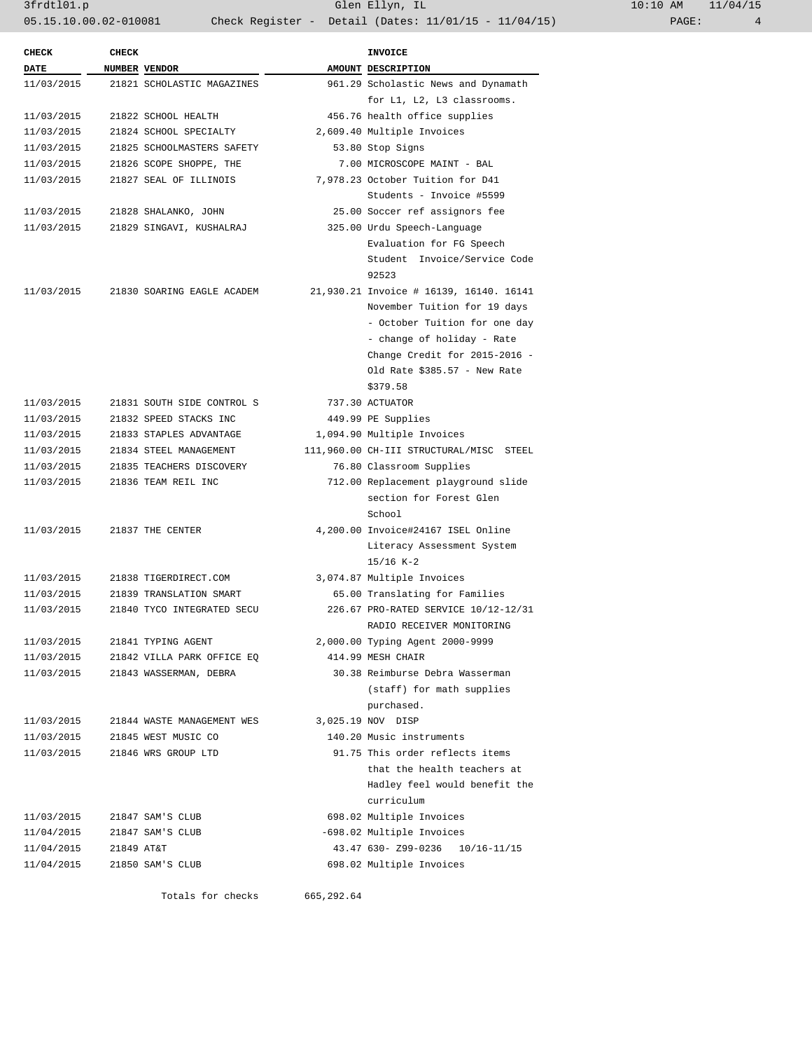| CHECK DATE | CHECK NUMBER | VENDOR | AMOUNT | INVOICE DESCRIPTION |
|---|---|---|---|---|
| 11/03/2015 | 21821 | SCHOLASTIC MAGAZINES | 961.29 | Scholastic News and Dynamath for L1, L2, L3 classrooms. |
| 11/03/2015 | 21822 | SCHOOL HEALTH | 456.76 | health office supplies |
| 11/03/2015 | 21824 | SCHOOL SPECIALTY | 2,609.40 | Multiple Invoices |
| 11/03/2015 | 21825 | SCHOOLMASTERS SAFETY | 53.80 | Stop Signs |
| 11/03/2015 | 21826 | SCOPE SHOPPE, THE | 7.00 | MICROSCOPE MAINT - BAL |
| 11/03/2015 | 21827 | SEAL OF ILLINOIS | 7,978.23 | October Tuition for D41 Students - Invoice #5599 |
| 11/03/2015 | 21828 | SHALANKO, JOHN | 25.00 | Soccer ref assignors fee |
| 11/03/2015 | 21829 | SINGAVI, KUSHALRAJ | 325.00 | Urdu Speech-Language Evaluation for FG Speech Student Invoice/Service Code 92523 |
| 11/03/2015 | 21830 | SOARING EAGLE ACADEM | 21,930.21 | Invoice # 16139, 16140. 16141 November Tuition for 19 days - October Tuition for one day - change of holiday - Rate Change Credit for 2015-2016 - Old Rate $385.57 - New Rate $379.58 |
| 11/03/2015 | 21831 | SOUTH SIDE CONTROL S | 737.30 | ACTUATOR |
| 11/03/2015 | 21832 | SPEED STACKS INC | 449.99 | PE Supplies |
| 11/03/2015 | 21833 | STAPLES ADVANTAGE | 1,094.90 | Multiple Invoices |
| 11/03/2015 | 21834 | STEEL MANAGEMENT | 111,960.00 | CH-III STRUCTURAL/MISC STEEL |
| 11/03/2015 | 21835 | TEACHERS DISCOVERY | 76.80 | Classroom Supplies |
| 11/03/2015 | 21836 | TEAM REIL INC | 712.00 | Replacement playground slide section for Forest Glen School |
| 11/03/2015 | 21837 | THE CENTER | 4,200.00 | Invoice#24167 ISEL Online Literacy Assessment System 15/16 K-2 |
| 11/03/2015 | 21838 | TIGERDIRECT.COM | 3,074.87 | Multiple Invoices |
| 11/03/2015 | 21839 | TRANSLATION SMART | 65.00 | Translating for Families |
| 11/03/2015 | 21840 | TYCO INTEGRATED SECU | 226.67 | PRO-RATED SERVICE 10/12-12/31 RADIO RECEIVER MONITORING |
| 11/03/2015 | 21841 | TYPING AGENT | 2,000.00 | Typing Agent 2000-9999 |
| 11/03/2015 | 21842 | VILLA PARK OFFICE EQ | 414.99 | MESH CHAIR |
| 11/03/2015 | 21843 | WASSERMAN, DEBRA | 30.38 | Reimburse Debra Wasserman (staff) for math supplies purchased. |
| 11/03/2015 | 21844 | WASTE MANAGEMENT WES | 3,025.19 | NOV DISP |
| 11/03/2015 | 21845 | WEST MUSIC CO | 140.20 | Music instruments |
| 11/03/2015 | 21846 | WRS GROUP LTD | 91.75 | This order reflects items that the health teachers at Hadley feel would benefit the curriculum |
| 11/03/2015 | 21847 | SAM'S CLUB | 698.02 | Multiple Invoices |
| 11/04/2015 | 21847 | SAM'S CLUB | -698.02 | Multiple Invoices |
| 11/04/2015 | 21849 | AT&T | 43.47 | 630- Z99-0236 10/16-11/15 |
| 11/04/2015 | 21850 | SAM'S CLUB | 698.02 | Multiple Invoices |
| | | Totals for checks | 665,292.64 | |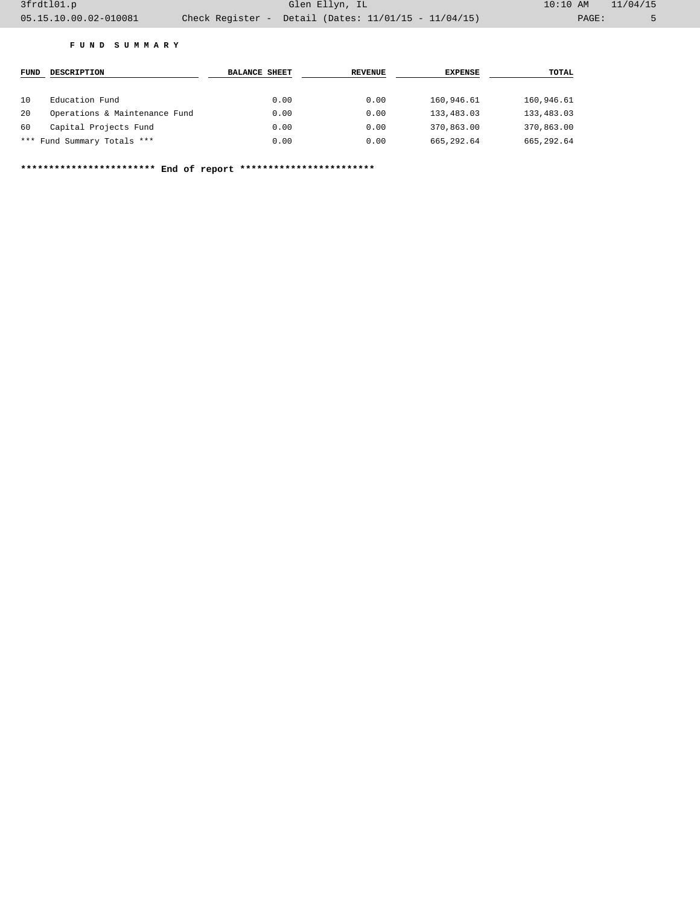**F U N D   S U M M A R Y**

| FUND | DESCRIPTION | BALANCE SHEET | REVENUE | EXPENSE | TOTAL |
|---|---|---|---|---|---|
| 10 | Education Fund | 0.00 | 0.00 | 160,946.61 | 160,946.61 |
| 20 | Operations & Maintenance Fund | 0.00 | 0.00 | 133,483.03 | 133,483.03 |
| 60 | Capital Projects Fund | 0.00 | 0.00 | 370,863.00 | 370,863.00 |
| *** Fund Summary Totals *** | | 0.00 | 0.00 | 665,292.64 | 665,292.64 |

************************ **End of report** ************************